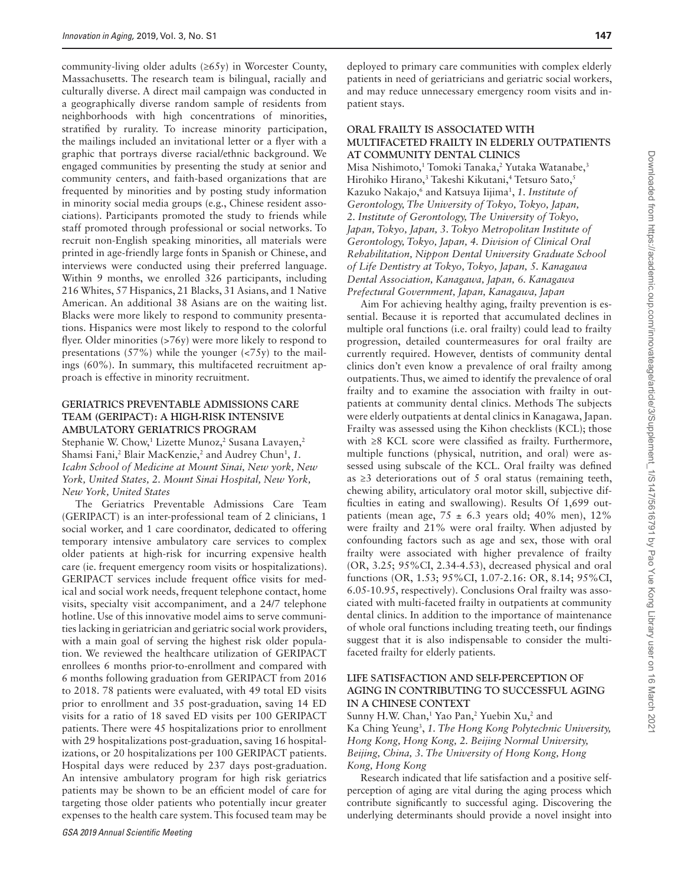community-living older adults (≥65y) in Worcester County, Massachusetts. The research team is bilingual, racially and culturally diverse. A direct mail campaign was conducted in a geographically diverse random sample of residents from neighborhoods with high concentrations of minorities, stratified by rurality. To increase minority participation, the mailings included an invitational letter or a flyer with a graphic that portrays diverse racial/ethnic background. We engaged communities by presenting the study at senior and community centers, and faith-based organizations that are frequented by minorities and by posting study information in minority social media groups (e.g., Chinese resident associations). Participants promoted the study to friends while staff promoted through professional or social networks. To recruit non-English speaking minorities, all materials were printed in age-friendly large fonts in Spanish or Chinese, and interviews were conducted using their preferred language. Within 9 months, we enrolled 326 participants, including 216 Whites, 57 Hispanics, 21 Blacks, 31 Asians, and 1 Native American. An additional 38 Asians are on the waiting list. Blacks were more likely to respond to community presentations. Hispanics were most likely to respond to the colorful flyer. Older minorities (>76y) were more likely to respond to presentations (57%) while the younger (<75y) to the mailings (60%). In summary, this multifaceted recruitment approach is effective in minority recruitment.

### GERIATRICS PREVENTABLE ADMISSIONS CARE TEAM (GERIPACT): A HIGH-RISK INTENSIVE AMBULATORY GERIATRICS PROGRAM

Stephanie W. Chow,[1] Lizette Munoz,[2] Susana Lavayen,[2] Shamsi Fani,[2] Blair MacKenzie,[2] and Audrey Chun[1], *1. Icahn School of Medicine at Mount Sinai, New york, New York, United States, 2. Mount Sinai Hospital, New York, New York, United States*

The Geriatrics Preventable Admissions Care Team (GERIPACT) is an inter-professional team of 2 clinicians, 1 social worker, and 1 care coordinator, dedicated to offering temporary intensive ambulatory care services to complex older patients at high-risk for incurring expensive health care (ie. frequent emergency room visits or hospitalizations). GERIPACT services include frequent office visits for medical and social work needs, frequent telephone contact, home visits, specialty visit accompaniment, and a 24/7 telephone hotline. Use of this innovative model aims to serve communities lacking in geriatrician and geriatric social work providers, with a main goal of serving the highest risk older population. We reviewed the healthcare utilization of GERIPACT enrollees 6 months prior-to-enrollment and compared with 6 months following graduation from GERIPACT from 2016 to 2018. 78 patients were evaluated, with 49 total ED visits prior to enrollment and 35 post-graduation, saving 14 ED visits for a ratio of 18 saved ED visits per 100 GERIPACT patients. There were 45 hospitalizations prior to enrollment with 29 hospitalizations post-graduation, saving 16 hospitalizations, or 20 hospitalizations per 100 GERIPACT patients. Hospital days were reduced by 237 days post-graduation. An intensive ambulatory program for high risk geriatrics patients may be shown to be an efficient model of care for targeting those older patients who potentially incur greater expenses to the health care system. This focused team may be deployed to primary care communities with complex elderly patients in need of geriatricians and geriatric social workers, and may reduce unnecessary emergency room visits and inpatient stays.

### ORAL FRAILTY IS ASSOCIATED WITH MULTIFACETED FRAILTY IN ELDERLY OUTPATIENTS AT COMMUNITY DENTAL CLINICS

Misa Nishimoto,[1] Tomoki Tanaka,[2] Yutaka Watanabe,[3] Hirohiko Hirano,[3] Takeshi Kikutani,[4] Tetsuro Sato,[5] Kazuko Nakajo,[6] and Katsuya Iijima[1], *1. Institute of Gerontology, The University of Tokyo, Tokyo, Japan, 2. Institute of Gerontology, The University of Tokyo, Japan, Tokyo, Japan, 3. Tokyo Metropolitan Institute of Gerontology, Tokyo, Japan, 4. Division of Clinical Oral Rehabilitation, Nippon Dental University Graduate School of Life Dentistry at Tokyo, Tokyo, Japan, 5. Kanagawa Dental Association, Kanagawa, Japan, 6. Kanagawa Prefectural Government, Japan, Kanagawa, Japan*

Aim For achieving healthy aging, frailty prevention is essential. Because it is reported that accumulated declines in multiple oral functions (i.e. oral frailty) could lead to frailty progression, detailed countermeasures for oral frailty are currently required. However, dentists of community dental clinics don't even know a prevalence of oral frailty among outpatients. Thus, we aimed to identify the prevalence of oral frailty and to examine the association with frailty in outpatients at community dental clinics. Methods The subjects were elderly outpatients at dental clinics in Kanagawa, Japan. Frailty was assessed using the Kihon checklists (KCL); those with ≥8 KCL score were classified as frailty. Furthermore, multiple functions (physical, nutrition, and oral) were assessed using subscale of the KCL. Oral frailty was defined as ≥3 deteriorations out of 5 oral status (remaining teeth, chewing ability, articulatory oral motor skill, subjective difficulties in eating and swallowing). Results Of 1,699 outpatients (mean age, 75 ± 6.3 years old; 40% men), 12% were frailty and 21% were oral frailty. When adjusted by confounding factors such as age and sex, those with oral frailty were associated with higher prevalence of frailty (OR, 3.25; 95%CI, 2.34-4.53), decreased physical and oral functions (OR, 1.53; 95%CI, 1.07-2.16: OR, 8.14; 95%CI, 6.05-10.95, respectively). Conclusions Oral frailty was associated with multi-faceted frailty in outpatients at community dental clinics. In addition to the importance of maintenance of whole oral functions including treating teeth, our findings suggest that it is also indispensable to consider the multi-faceted frailty for elderly patients.

### LIFE SATISFACTION AND SELF-PERCEPTION OF AGING IN CONTRIBUTING TO SUCCESSFUL AGING IN A CHINESE CONTEXT

Sunny H.W. Chan,[1] Yao Pan,[2] Yuebin Xu,[2] and Ka Ching Yeung[3], *1. The Hong Kong Polytechnic University, Hong Kong, Hong Kong, 2. Beijing Normal University, Beijing, China, 3. The University of Hong Kong, Hong Kong, Hong Kong*

Research indicated that life satisfaction and a positive self-perception of aging are vital during the aging process which contribute significantly to successful aging. Discovering the underlying determinants should provide a novel insight into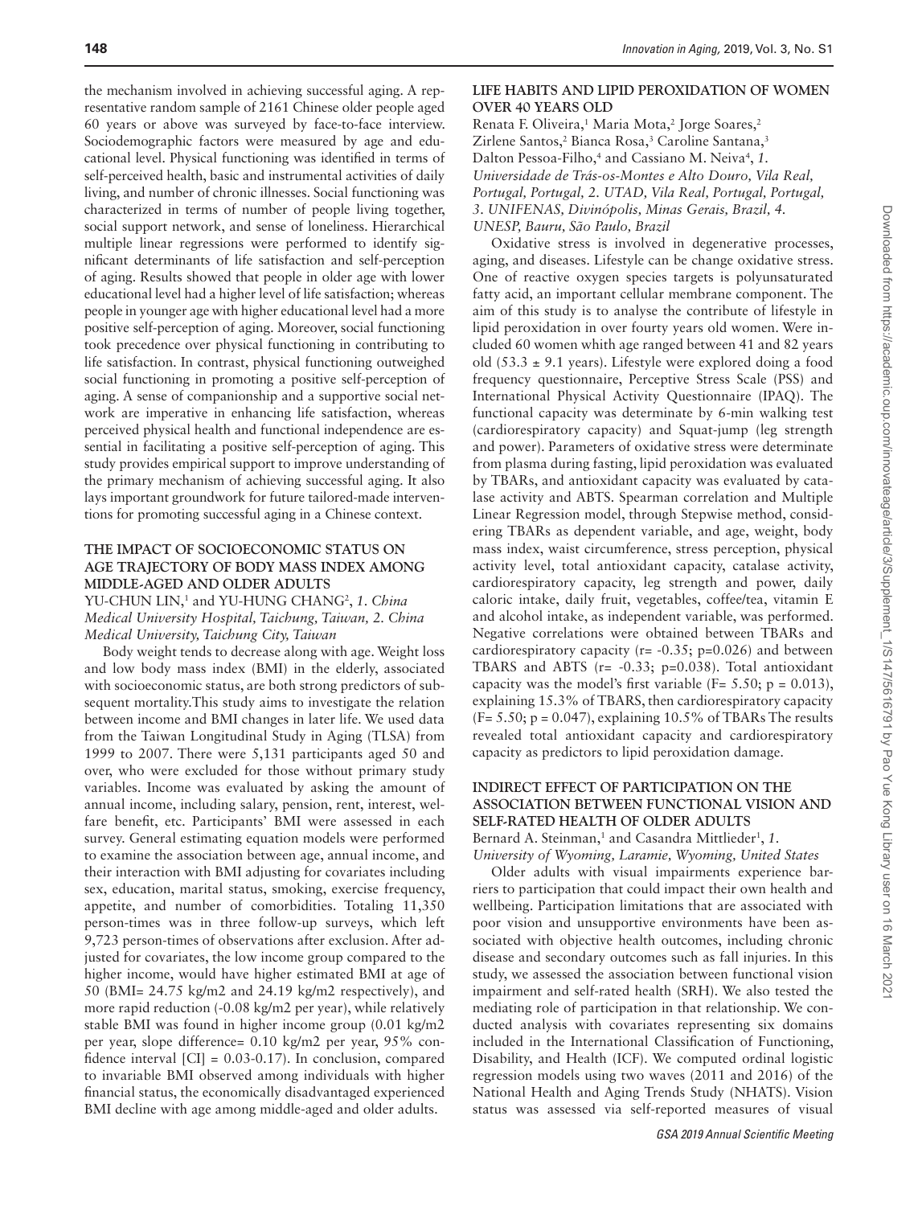the mechanism involved in achieving successful aging. A representative random sample of 2161 Chinese older people aged 60 years or above was surveyed by face-to-face interview. Sociodemographic factors were measured by age and educational level. Physical functioning was identified in terms of self-perceived health, basic and instrumental activities of daily living, and number of chronic illnesses. Social functioning was characterized in terms of number of people living together, social support network, and sense of loneliness. Hierarchical multiple linear regressions were performed to identify significant determinants of life satisfaction and self-perception of aging. Results showed that people in older age with lower educational level had a higher level of life satisfaction; whereas people in younger age with higher educational level had a more positive self-perception of aging. Moreover, social functioning took precedence over physical functioning in contributing to life satisfaction. In contrast, physical functioning outweighed social functioning in promoting a positive self-perception of aging. A sense of companionship and a supportive social network are imperative in enhancing life satisfaction, whereas perceived physical health and functional independence are essential in facilitating a positive self-perception of aging. This study provides empirical support to improve understanding of the primary mechanism of achieving successful aging. It also lays important groundwork for future tailored-made interventions for promoting successful aging in a Chinese context.

### THE IMPACT OF SOCIOECONOMIC STATUS ON AGE TRAJECTORY OF BODY MASS INDEX AMONG MIDDLE-AGED AND OLDER ADULTS

YU-CHUN LIN,[1] and YU-HUNG CHANG[2], *1. China Medical University Hospital, Taichung, Taiwan, 2. China Medical University, Taichung City, Taiwan*

Body weight tends to decrease along with age. Weight loss and low body mass index (BMI) in the elderly, associated with socioeconomic status, are both strong predictors of subsequent mortality.This study aims to investigate the relation between income and BMI changes in later life. We used data from the Taiwan Longitudinal Study in Aging (TLSA) from 1999 to 2007. There were 5,131 participants aged 50 and over, who were excluded for those without primary study variables. Income was evaluated by asking the amount of annual income, including salary, pension, rent, interest, welfare benefit, etc. Participants' BMI were assessed in each survey. General estimating equation models were performed to examine the association between age, annual income, and their interaction with BMI adjusting for covariates including sex, education, marital status, smoking, exercise frequency, appetite, and number of comorbidities. Totaling 11,350 person-times was in three follow-up surveys, which left 9,723 person-times of observations after exclusion. After adjusted for covariates, the low income group compared to the higher income, would have higher estimated BMI at age of 50 (BMI= 24.75 kg/m2 and 24.19 kg/m2 respectively), and more rapid reduction (-0.08 kg/m2 per year), while relatively stable BMI was found in higher income group (0.01 kg/m2 per year, slope difference= 0.10 kg/m2 per year, 95% confidence interval [CI] = 0.03-0.17). In conclusion, compared to invariable BMI observed among individuals with higher financial status, the economically disadvantaged experienced BMI decline with age among middle-aged and older adults.

### LIFE HABITS AND LIPID PEROXIDATION OF WOMEN OVER 40 YEARS OLD

Renata F. Oliveira,[1] Maria Mota,[2] Jorge Soares,[2] Zirlene Santos,[2] Bianca Rosa,[3] Caroline Santana,[3] Dalton Pessoa-Filho,[4] and Cassiano M. Neiva[4], *1. Universidade de Trás-os-Montes e Alto Douro, Vila Real, Portugal, Portugal, 2. UTAD, Vila Real, Portugal, Portugal, 3. UNIFENAS, Divinópolis, Minas Gerais, Brazil, 4. UNESP, Bauru, São Paulo, Brazil*

Oxidative stress is involved in degenerative processes, aging, and diseases. Lifestyle can be change oxidative stress. One of reactive oxygen species targets is polyunsaturated fatty acid, an important cellular membrane component. The aim of this study is to analyse the contribute of lifestyle in lipid peroxidation in over fourty years old women. Were included 60 women whith age ranged between 41 and 82 years old (53.3 ± 9.1 years). Lifestyle were explored doing a food frequency questionnaire, Perceptive Stress Scale (PSS) and International Physical Activity Questionnaire (IPAQ). The functional capacity was determinate by 6-min walking test (cardiorespiratory capacity) and Squat-jump (leg strength and power). Parameters of oxidative stress were determinate from plasma during fasting, lipid peroxidation was evaluated by TBARs, and antioxidant capacity was evaluated by catalase activity and ABTS. Spearman correlation and Multiple Linear Regression model, through Stepwise method, considering TBARs as dependent variable, and age, weight, body mass index, waist circumference, stress perception, physical activity level, total antioxidant capacity, catalase activity, cardiorespiratory capacity, leg strength and power, daily caloric intake, daily fruit, vegetables, coffee/tea, vitamin E and alcohol intake, as independent variable, was performed. Negative correlations were obtained between TBARs and cardiorespiratory capacity (r= -0.35; p=0.026) and between TBARS and ABTS (r= -0.33; p=0.038). Total antioxidant capacity was the model's first variable (F= 5.50; p = 0.013), explaining 15.3% of TBARS, then cardiorespiratory capacity (F= 5.50; p = 0.047), explaining 10.5% of TBARs The results revealed total antioxidant capacity and cardiorespiratory capacity as predictors to lipid peroxidation damage.

### INDIRECT EFFECT OF PARTICIPATION ON THE ASSOCIATION BETWEEN FUNCTIONAL VISION AND SELF-RATED HEALTH OF OLDER ADULTS

Bernard A. Steinman,[1] and Casandra Mittlieder[1], *1. University of Wyoming, Laramie, Wyoming, United States*

Older adults with visual impairments experience barriers to participation that could impact their own health and wellbeing. Participation limitations that are associated with poor vision and unsupportive environments have been associated with objective health outcomes, including chronic disease and secondary outcomes such as fall injuries. In this study, we assessed the association between functional vision impairment and self-rated health (SRH). We also tested the mediating role of participation in that relationship. We conducted analysis with covariates representing six domains included in the International Classification of Functioning, Disability, and Health (ICF). We computed ordinal logistic regression models using two waves (2011 and 2016) of the National Health and Aging Trends Study (NHATS). Vision status was assessed via self-reported measures of visual